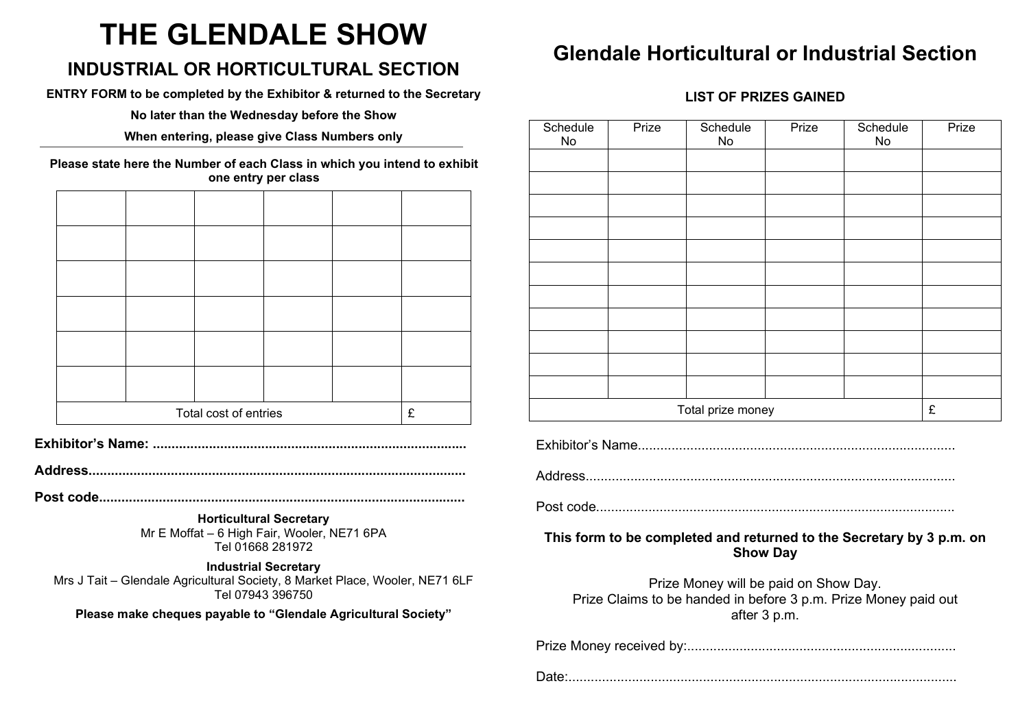# THE GLENDALE SHOW

## INDUSTRIAL OR HORTICULTURAL SECTION

**ENTRY FORM to be completed by the Exhibitor & returned to the Secretary**

**No later than the Wednesday before the Show**

**When entering, please give Class Numbers only**

**Please state here the Number of each Class in which you intend to exhibit one entry per class**

| | | | | | |
|---|---|---|---|---|---|
| | | | | | |
| | | | | | |
| | | | | | |
| | | | | | |
| | | | | | |
| | | | | | |
| Total cost of entries | | | | | £ |

**Exhibitor's Name: ....................................................................................**

**Address....................................................................................................**

**Post code.................................................................................................**

**Horticultural Secretary**
Mr E Moffat – 6 High Fair, Wooler, NE71 6PA
Tel 01668 281972

**Industrial Secretary**
Mrs J Tait – Glendale Agricultural Society, 8 Market Place, Wooler, NE71 6LF
Tel 07943 396750

**Please make cheques payable to "Glendale Agricultural Society"**

## Glendale Horticultural or Industrial Section

**LIST OF PRIZES GAINED**

| Schedule No | Prize | Schedule No | Prize | Schedule No | Prize |
|---|---|---|---|---|---|
| | | | | | |
| | | | | | |
| | | | | | |
| | | | | | |
| | | | | | |
| | | | | | |
| | | | | | |
| | | | | | |
| | | | | | |
| | | | | | |
| | | | | | |
| Total prize money | | | | | £ |

Exhibitor's Name....................................................................................

Address..................................................................................................

Post code...............................................................................................

**This form to be completed and returned to the Secretary by 3 p.m. on Show Day**

Prize Money will be paid on Show Day.
Prize Claims to be handed in before 3 p.m. Prize Money paid out after 3 p.m.

Prize Money received by:.......................................................................

Date:.......................................................................................................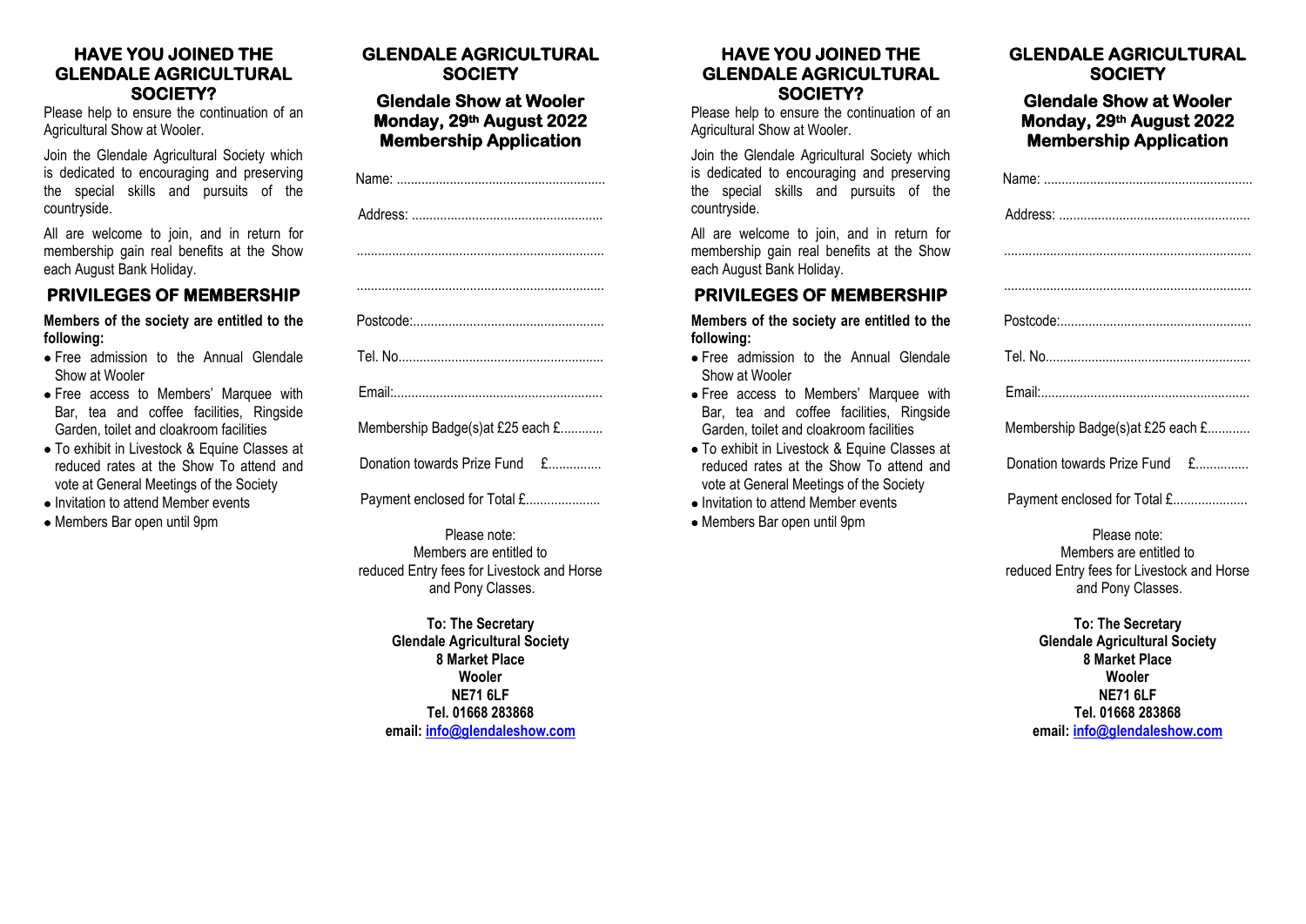## HAVE YOU JOINED THE GLENDALE AGRICULTURAL SOCIETY?

Please help to ensure the continuation of an Agricultural Show at Wooler.

Join the Glendale Agricultural Society which is dedicated to encouraging and preserving the special skills and pursuits of the countryside.

All are welcome to join, and in return for membership gain real benefits at the Show each August Bank Holiday.

## PRIVILEGES OF MEMBERSHIP

**Members of the society are entitled to the following:**

- Free admission to the Annual Glendale Show at Wooler
- Free access to Members' Marquee with Bar, tea and coffee facilities, Ringside Garden, toilet and cloakroom facilities
- To exhibit in Livestock & Equine Classes at reduced rates at the Show To attend and vote at General Meetings of the Society
- Invitation to attend Member events
- Members Bar open until 9pm

## GLENDALE AGRICULTURAL SOCIETY

### Glendale Show at Wooler Monday, 29th August 2022 Membership Application

Name: ..........................................................

Address: ......................................................

......................................................................

......................................................................

Postcode:......................................................

Tel. No..........................................................

Email:...........................................................

Membership Badge(s)at £25 each £............

Donation towards Prize Fund £...............

Payment enclosed for Total £.....................

Please note:
Members are entitled to
reduced Entry fees for Livestock and Horse and Pony Classes.

**To: The Secretary**
**Glendale Agricultural Society**
**8 Market Place**
**Wooler**
**NE71 6LF**
**Tel. 01668 283868**
**email: info@glendaleshow.com**

## HAVE YOU JOINED THE GLENDALE AGRICULTURAL SOCIETY?

Please help to ensure the continuation of an Agricultural Show at Wooler.

Join the Glendale Agricultural Society which is dedicated to encouraging and preserving the special skills and pursuits of the countryside.

All are welcome to join, and in return for membership gain real benefits at the Show each August Bank Holiday.

## PRIVILEGES OF MEMBERSHIP

**Members of the society are entitled to the following:**

- Free admission to the Annual Glendale Show at Wooler
- Free access to Members' Marquee with Bar, tea and coffee facilities, Ringside Garden, toilet and cloakroom facilities
- To exhibit in Livestock & Equine Classes at reduced rates at the Show To attend and vote at General Meetings of the Society
- Invitation to attend Member events
- Members Bar open until 9pm

## GLENDALE AGRICULTURAL SOCIETY

### Glendale Show at Wooler Monday, 29th August 2022 Membership Application

Name: ..........................................................

Address: ......................................................

......................................................................

......................................................................

Postcode:......................................................

Tel. No..........................................................

Email:...........................................................

Membership Badge(s)at £25 each £............

Donation towards Prize Fund £...............

Payment enclosed for Total £.....................

Please note:
Members are entitled to
reduced Entry fees for Livestock and Horse and Pony Classes.

**To: The Secretary**
**Glendale Agricultural Society**
**8 Market Place**
**Wooler**
**NE71 6LF**
**Tel. 01668 283868**
**email: info@glendaleshow.com**